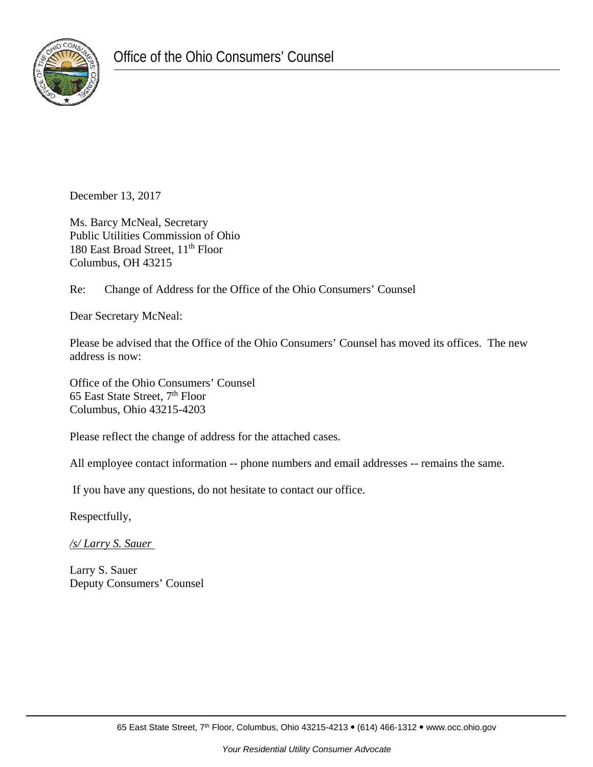Office of the Ohio Consumers' Counsel

December 13, 2017

Ms. Barcy McNeal, Secretary
Public Utilities Commission of Ohio
180 East Broad Street, 11th Floor
Columbus, OH 43215

Re: Change of Address for the Office of the Ohio Consumers' Counsel

Dear Secretary McNeal:

Please be advised that the Office of the Ohio Consumers' Counsel has moved its offices. The new address is now:

Office of the Ohio Consumers' Counsel
65 East State Street, 7th Floor
Columbus, Ohio 43215-4203

Please reflect the change of address for the attached cases.

All employee contact information -- phone numbers and email addresses -- remains the same.

If you have any questions, do not hesitate to contact our office.

Respectfully,

*/s/ Larry S. Sauer*

Larry S. Sauer
Deputy Consumers' Counsel

65 East State Street, 7th Floor, Columbus, Ohio 43215-4213 • (614) 466-1312 • www.occ.ohio.gov

*Your Residential Utility Consumer Advocate*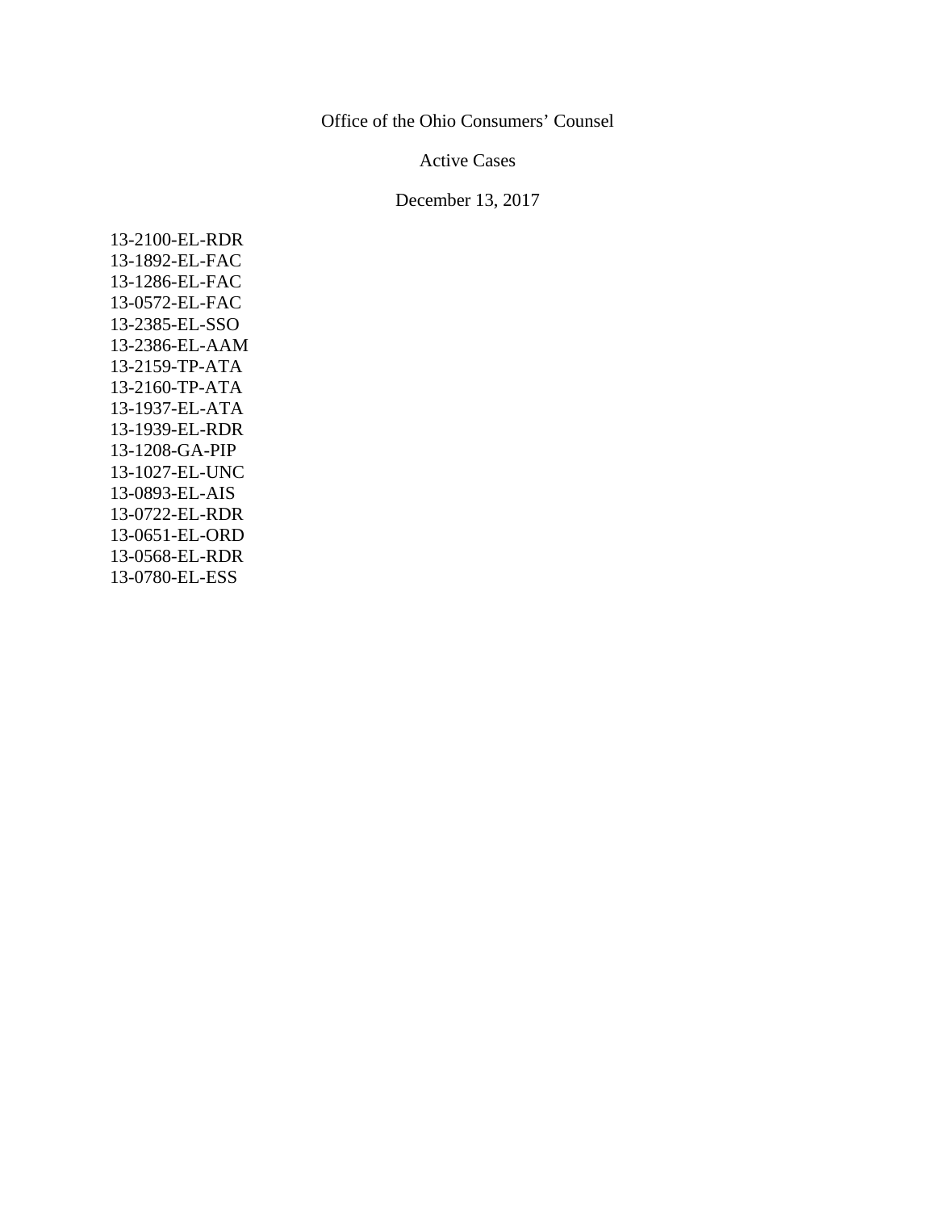Office of the Ohio Consumers' Counsel

Active Cases

December 13, 2017

13-2100-EL-RDR
13-1892-EL-FAC
13-1286-EL-FAC
13-0572-EL-FAC
13-2385-EL-SSO
13-2386-EL-AAM
13-2159-TP-ATA
13-2160-TP-ATA
13-1937-EL-ATA
13-1939-EL-RDR
13-1208-GA-PIP
13-1027-EL-UNC
13-0893-EL-AIS
13-0722-EL-RDR
13-0651-EL-ORD
13-0568-EL-RDR
13-0780-EL-ESS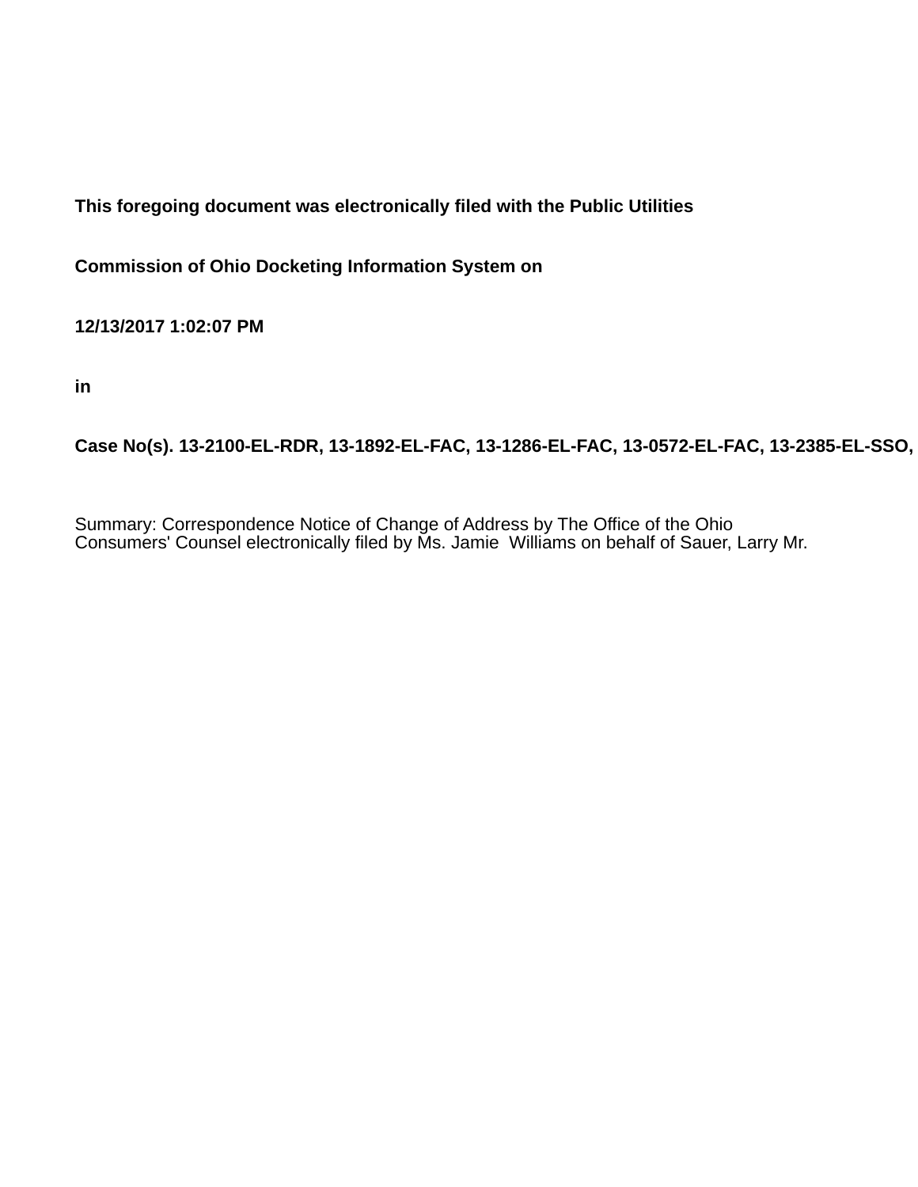**This foregoing document was electronically filed with the Public Utilities**

**Commission of Ohio Docketing Information System on**

**12/13/2017 1:02:07 PM**

**in**

**Case No(s). 13-2100-EL-RDR, 13-1892-EL-FAC, 13-1286-EL-FAC, 13-0572-EL-FAC, 13-2385-EL-SSO,**

Summary: Correspondence Notice of Change of Address by The Office of the Ohio Consumers' Counsel electronically filed by Ms. Jamie Williams on behalf of Sauer, Larry Mr.